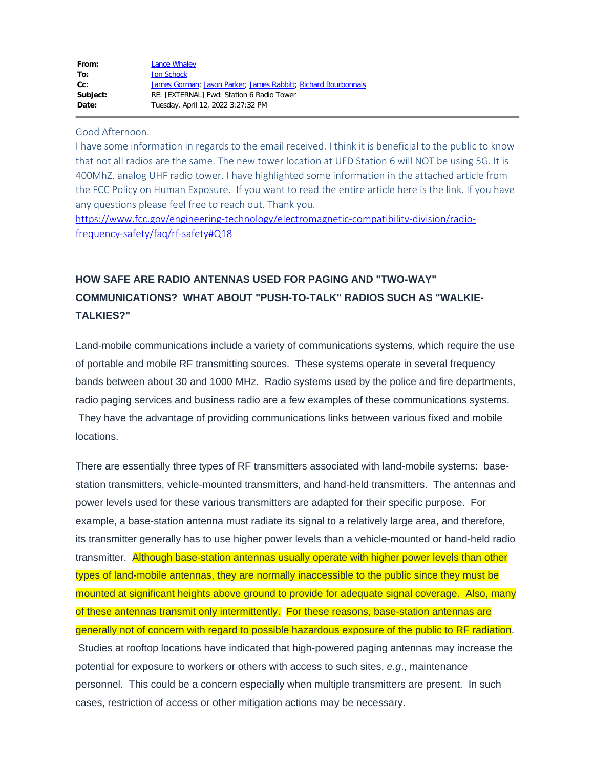| | |
|---|---|
| **From:** | Lance Whaley |
| **To:** | Jon Schock |
| **Cc:** | James Gorman; Jason Parker; James Rabbitt; Richard Bourbonnais |
| **Subject:** | RE: [EXTERNAL] Fwd: Station 6 Radio Tower |
| **Date:** | Tuesday, April 12, 2022 3:27:32 PM |

Good Afternoon.

I have some information in regards to the email received. I think it is beneficial to the public to know that not all radios are the same. The new tower location at UFD Station 6 will NOT be using 5G. It is 400MhZ. analog UHF radio tower. I have highlighted some information in the attached article from the FCC Policy on Human Exposure. If you want to read the entire article here is the link. If you have any questions please feel free to reach out. Thank you.

https://www.fcc.gov/engineering-technology/electromagnetic-compatibility-division/radio-frequency-safety/faq/rf-safety#Q18

**HOW SAFE ARE RADIO ANTENNAS USED FOR PAGING AND "TWO-WAY" COMMUNICATIONS? WHAT ABOUT "PUSH-TO-TALK" RADIOS SUCH AS "WALKIE-TALKIES?"**

Land-mobile communications include a variety of communications systems, which require the use of portable and mobile RF transmitting sources. These systems operate in several frequency bands between about 30 and 1000 MHz. Radio systems used by the police and fire departments, radio paging services and business radio are a few examples of these communications systems. They have the advantage of providing communications links between various fixed and mobile locations.

There are essentially three types of RF transmitters associated with land-mobile systems: base-station transmitters, vehicle-mounted transmitters, and hand-held transmitters. The antennas and power levels used for these various transmitters are adapted for their specific purpose. For example, a base-station antenna must radiate its signal to a relatively large area, and therefore, its transmitter generally has to use higher power levels than a vehicle-mounted or hand-held radio transmitter. Although base-station antennas usually operate with higher power levels than other types of land-mobile antennas, they are normally inaccessible to the public since they must be mounted at significant heights above ground to provide for adequate signal coverage. Also, many of these antennas transmit only intermittently. For these reasons, base-station antennas are generally not of concern with regard to possible hazardous exposure of the public to RF radiation. Studies at rooftop locations have indicated that high-powered paging antennas may increase the potential for exposure to workers or others with access to such sites, *e.g*., maintenance personnel. This could be a concern especially when multiple transmitters are present. In such cases, restriction of access or other mitigation actions may be necessary.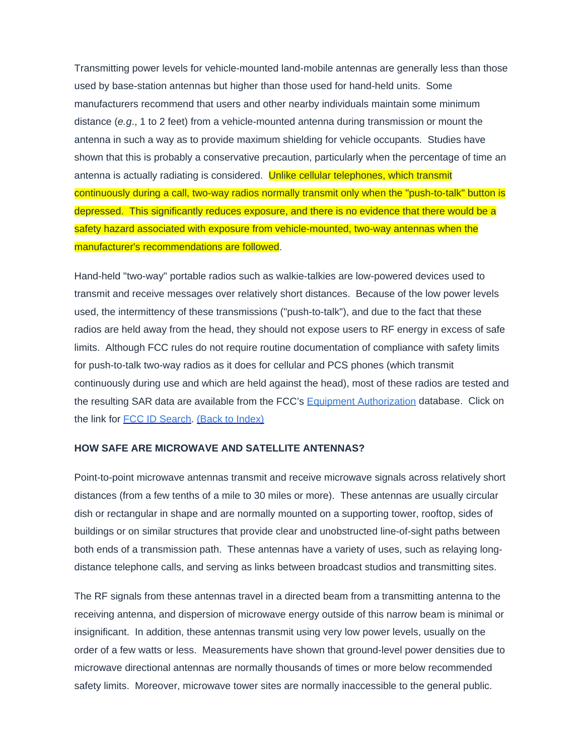Transmitting power levels for vehicle-mounted land-mobile antennas are generally less than those used by base-station antennas but higher than those used for hand-held units. Some manufacturers recommend that users and other nearby individuals maintain some minimum distance (*e.g*., 1 to 2 feet) from a vehicle-mounted antenna during transmission or mount the antenna in such a way as to provide maximum shielding for vehicle occupants. Studies have shown that this is probably a conservative precaution, particularly when the percentage of time an antenna is actually radiating is considered. Unlike cellular telephones, which transmit continuously during a call, two-way radios normally transmit only when the "push-to-talk" button is depressed. This significantly reduces exposure, and there is no evidence that there would be a safety hazard associated with exposure from vehicle-mounted, two-way antennas when the manufacturer's recommendations are followed.

Hand-held "two-way" portable radios such as walkie-talkies are low-powered devices used to transmit and receive messages over relatively short distances. Because of the low power levels used, the intermittency of these transmissions ("push-to-talk"), and due to the fact that these radios are held away from the head, they should not expose users to RF energy in excess of safe limits. Although FCC rules do not require routine documentation of compliance with safety limits for push-to-talk two-way radios as it does for cellular and PCS phones (which transmit continuously during use and which are held against the head), most of these radios are tested and the resulting SAR data are available from the FCC's Equipment Authorization database. Click on the link for FCC ID Search. (Back to Index)

**HOW SAFE ARE MICROWAVE AND SATELLITE ANTENNAS?**

Point-to-point microwave antennas transmit and receive microwave signals across relatively short distances (from a few tenths of a mile to 30 miles or more). These antennas are usually circular dish or rectangular in shape and are normally mounted on a supporting tower, rooftop, sides of buildings or on similar structures that provide clear and unobstructed line-of-sight paths between both ends of a transmission path. These antennas have a variety of uses, such as relaying long-distance telephone calls, and serving as links between broadcast studios and transmitting sites.

The RF signals from these antennas travel in a directed beam from a transmitting antenna to the receiving antenna, and dispersion of microwave energy outside of this narrow beam is minimal or insignificant. In addition, these antennas transmit using very low power levels, usually on the order of a few watts or less. Measurements have shown that ground-level power densities due to microwave directional antennas are normally thousands of times or more below recommended safety limits. Moreover, microwave tower sites are normally inaccessible to the general public.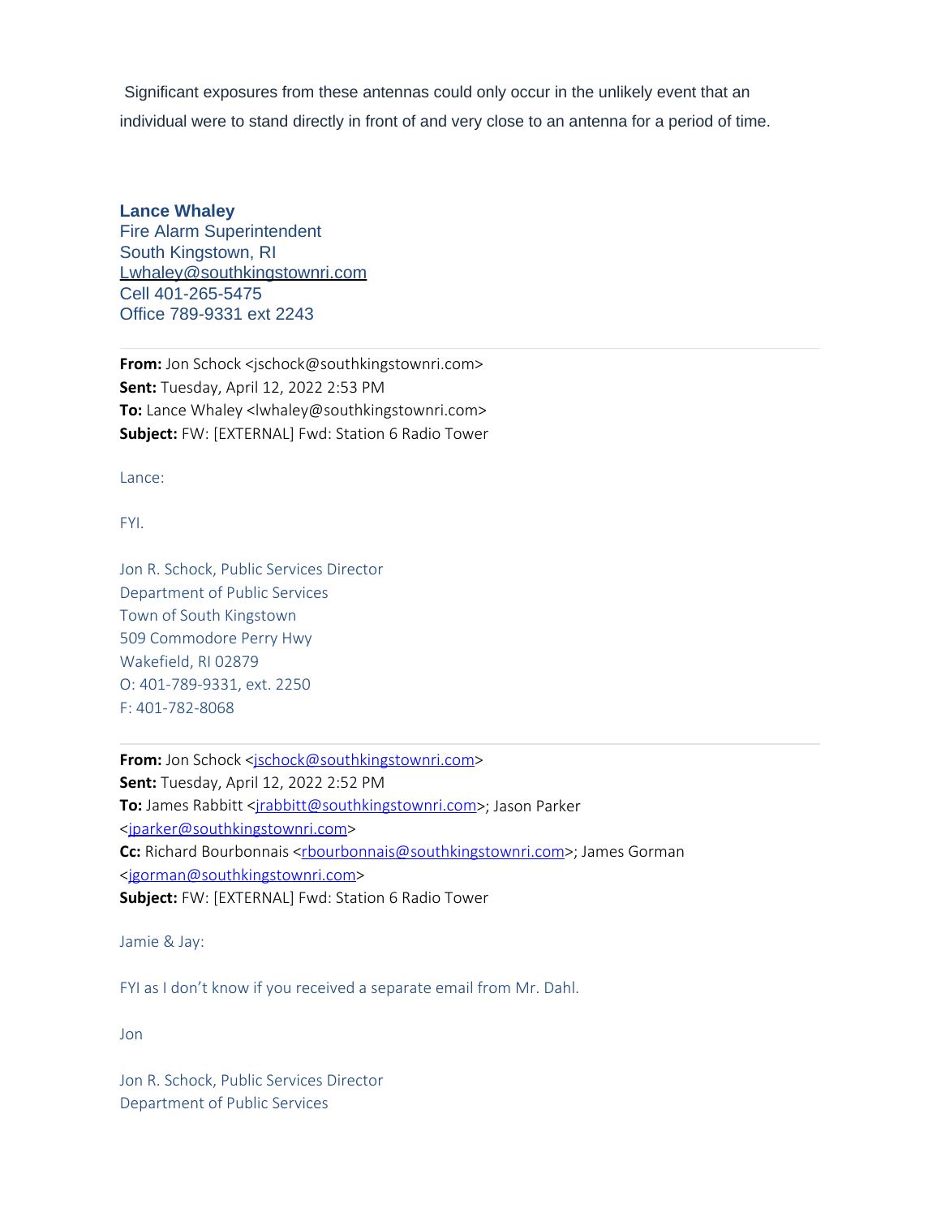Significant exposures from these antennas could only occur in the unlikely event that an individual were to stand directly in front of and very close to an antenna for a period of time.

**Lance Whaley**
Fire Alarm Superintendent
South Kingstown, RI
Lwhaley@southkingstownri.com
Cell 401-265-5475
Office 789-9331 ext 2243

---

**From:** Jon Schock <jschock@southkingstownri.com>
**Sent:** Tuesday, April 12, 2022 2:53 PM
**To:** Lance Whaley <lwhaley@southkingstownri.com>
**Subject:** FW: [EXTERNAL] Fwd: Station 6 Radio Tower

Lance:

FYI.

Jon R. Schock, Public Services Director
Department of Public Services
Town of South Kingstown
509 Commodore Perry Hwy
Wakefield, RI 02879
O: 401-789-9331, ext. 2250
F: 401-782-8068

---

**From:** Jon Schock <jschock@southkingstownri.com>
**Sent:** Tuesday, April 12, 2022 2:52 PM
**To:** James Rabbitt <jrabbitt@southkingstownri.com>; Jason Parker <jparker@southkingstownri.com>
**Cc:** Richard Bourbonnais <rbourbonnais@southkingstownri.com>; James Gorman <jgorman@southkingstownri.com>
**Subject:** FW: [EXTERNAL] Fwd: Station 6 Radio Tower

Jamie & Jay:

FYI as I don't know if you received a separate email from Mr. Dahl.

Jon

Jon R. Schock, Public Services Director
Department of Public Services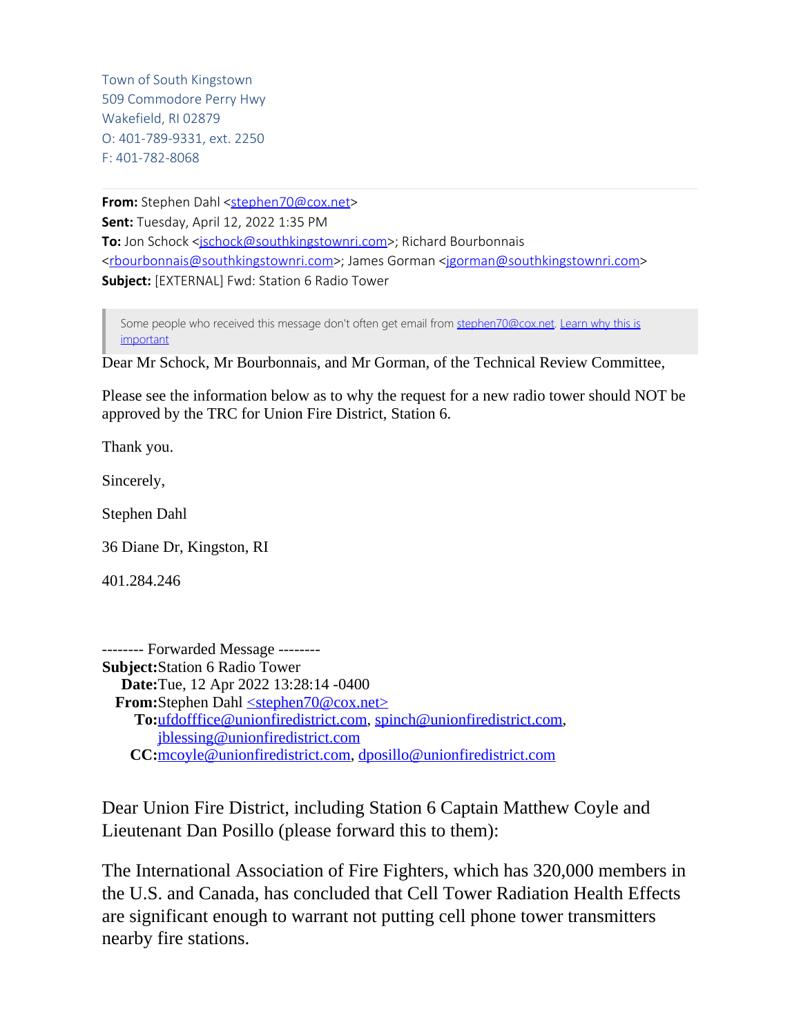Town of South Kingstown
509 Commodore Perry Hwy
Wakefield, RI 02879
O: 401-789-9331, ext. 2250
F: 401-782-8068

---

**From:** Stephen Dahl <stephen70@cox.net>
**Sent:** Tuesday, April 12, 2022 1:35 PM
**To:** Jon Schock <jschock@southkingstownri.com>; Richard Bourbonnais <rbourbonnais@southkingstownri.com>; James Gorman <jgorman@southkingstownri.com>
**Subject:** [EXTERNAL] Fwd: Station 6 Radio Tower

> Some people who received this message don't often get email from stephen70@cox.net. Learn why this is important

Dear Mr Schock, Mr Bourbonnais, and Mr Gorman, of the Technical Review Committee,

Please see the information below as to why the request for a new radio tower should NOT be approved by the TRC for Union Fire District, Station 6.

Thank you.

Sincerely,

Stephen Dahl

36 Diane Dr, Kingston, RI

401.284.246

-------- Forwarded Message --------
**Subject:** Station 6 Radio Tower
**Date:** Tue, 12 Apr 2022 13:28:14 -0400
**From:** Stephen Dahl <stephen70@cox.net>
**To:** ufdofffice@unionfiredistrict.com, spinch@unionfiredistrict.com, jblessing@unionfiredistrict.com
**CC:** mcoyle@unionfiredistrict.com, dposillo@unionfiredistrict.com

Dear Union Fire District, including Station 6 Captain Matthew Coyle and Lieutenant Dan Posillo (please forward this to them):

The International Association of Fire Fighters, which has 320,000 members in the U.S. and Canada, has concluded that Cell Tower Radiation Health Effects are significant enough to warrant not putting cell phone tower transmitters nearby fire stations.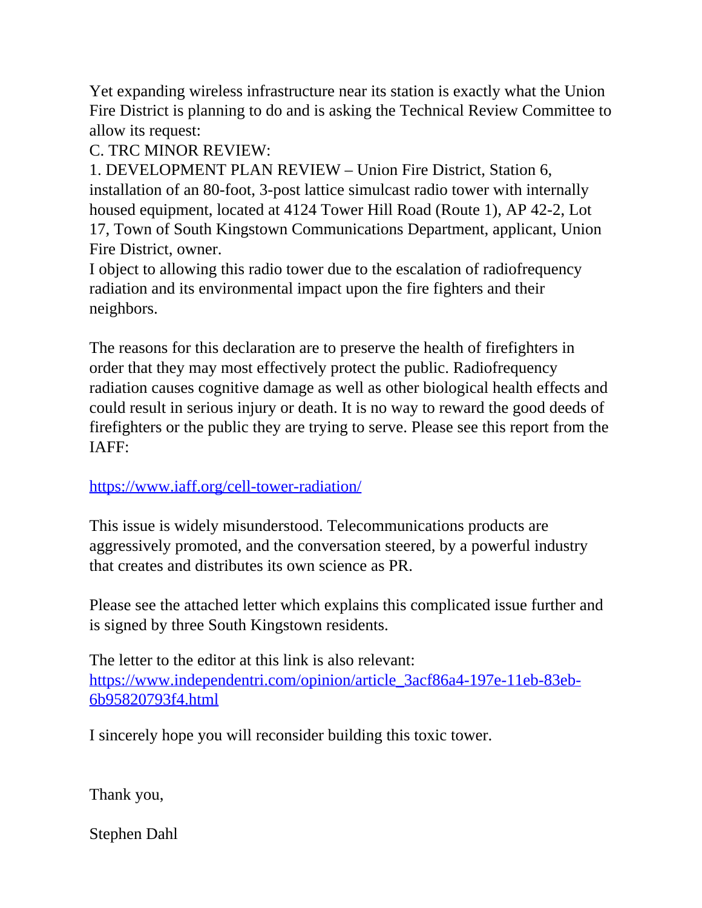Yet expanding wireless infrastructure near its station is exactly what the Union Fire District is planning to do and is asking the Technical Review Committee to allow its request:

C. TRC MINOR REVIEW:

1. DEVELOPMENT PLAN REVIEW – Union Fire District, Station 6, installation of an 80-foot, 3-post lattice simulcast radio tower with internally housed equipment, located at 4124 Tower Hill Road (Route 1), AP 42-2, Lot 17, Town of South Kingstown Communications Department, applicant, Union Fire District, owner.

I object to allowing this radio tower due to the escalation of radiofrequency radiation and its environmental impact upon the fire fighters and their neighbors.

The reasons for this declaration are to preserve the health of firefighters in order that they may most effectively protect the public. Radiofrequency radiation causes cognitive damage as well as other biological health effects and could result in serious injury or death. It is no way to reward the good deeds of firefighters or the public they are trying to serve. Please see this report from the IAFF:

https://www.iaff.org/cell-tower-radiation/

This issue is widely misunderstood. Telecommunications products are aggressively promoted, and the conversation steered, by a powerful industry that creates and distributes its own science as PR.

Please see the attached letter which explains this complicated issue further and is signed by three South Kingstown residents.

The letter to the editor at this link is also relevant:
https://www.independentri.com/opinion/article_3acf86a4-197e-11eb-83eb-6b95820793f4.html

I sincerely hope you will reconsider building this toxic tower.

Thank you,

Stephen Dahl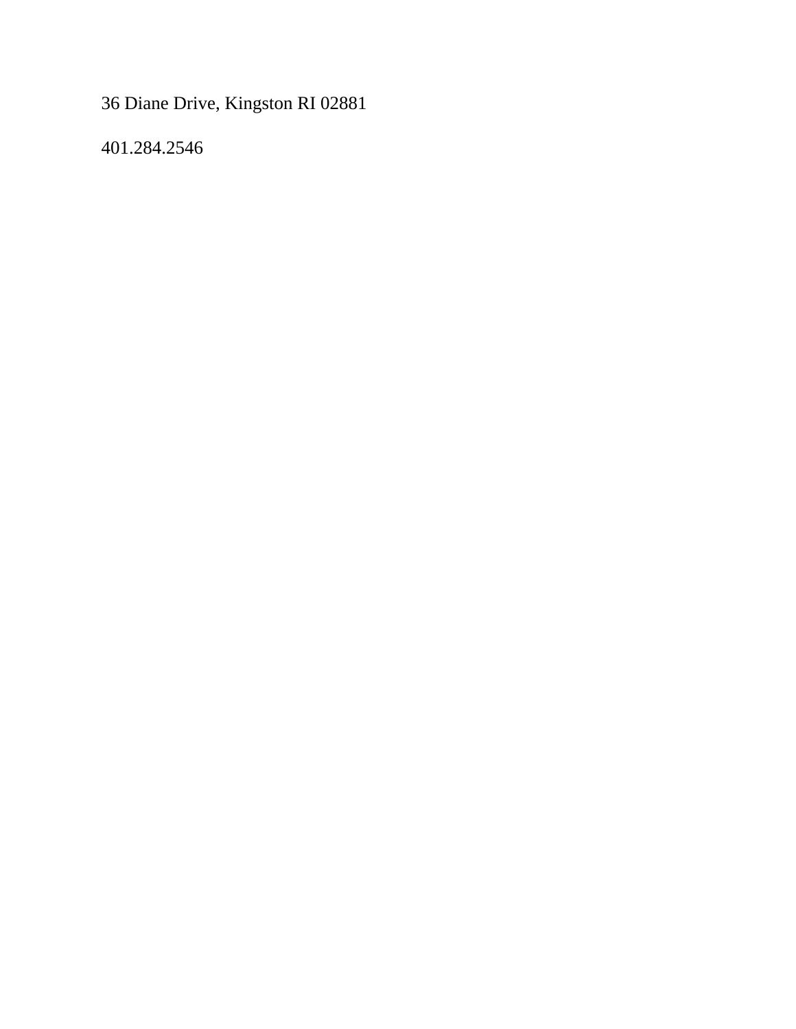36 Diane Drive, Kingston RI 02881

401.284.2546